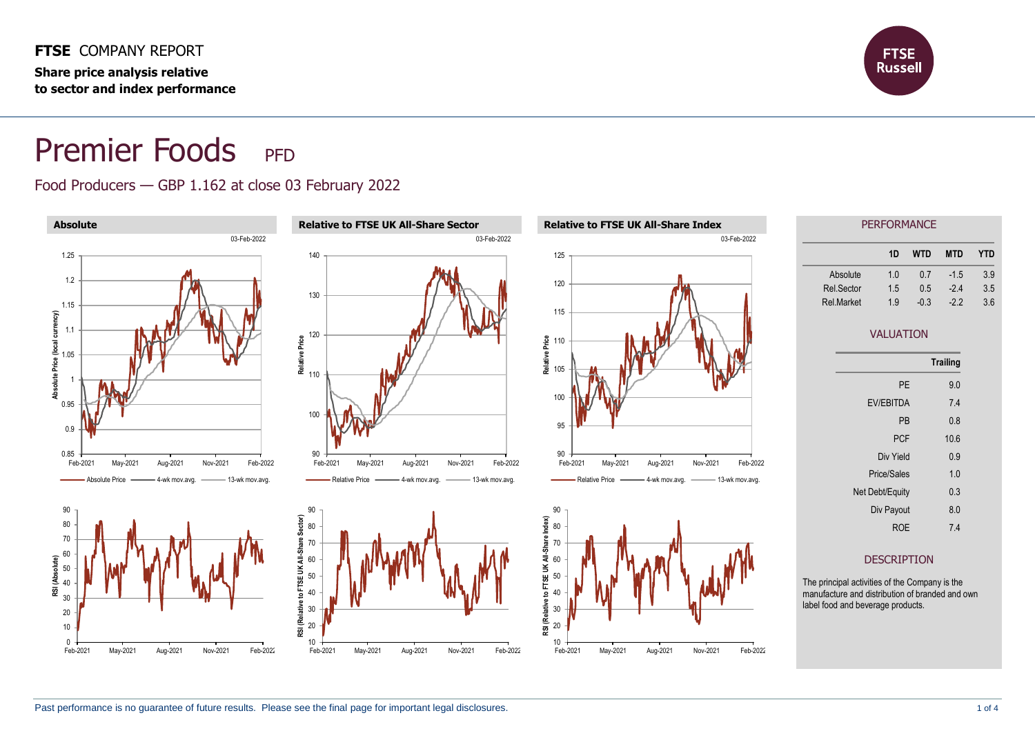**FTSE** COMPANY REPORT

**Share price analysis relative to sector and index performance**

# Premier Foods PFD

## Food Producers — GBP 1.162 at close 03 February 2022

### Absolute

03-Feb-2022

Absolute Price — 4-wk mov.avg. — 13-wk mov.avg.

### Relative to FTSE UK All-Share Sector

03-Feb-2022

Relative Price — 4-wk mov.avg. — 13-wk mov.avg.

### Relative to FTSE UK All-Share Index

03-Feb-2022

Relative Price — 4-wk mov.avg. — 13-wk mov.avg.

## PERFORMANCE

| | 1D | WTD | MTD | YTD |
|---|---|---|---|---|
| Absolute | 1.0 | 0.7 | -1.5 | 3.9 |
| Rel.Sector | 1.5 | 0.5 | -2.4 | 3.5 |
| Rel.Market | 1.9 | -0.3 | -2.2 | 3.6 |

## VALUATION

| | Trailing |
|---|---|
| PE | 9.0 |
| EV/EBITDA | 7.4 |
| PB | 0.8 |
| PCF | 10.6 |
| Div Yield | 0.9 |
| Price/Sales | 1.0 |
| Net Debt/Equity | 0.3 |
| Div Payout | 8.0 |
| ROE | 7.4 |

## DESCRIPTION

The principal activities of the Company is the manufacture and distribution of branded and own label food and beverage products.

Past performance is no guarantee of future results. Please see the final page for important legal disclosures.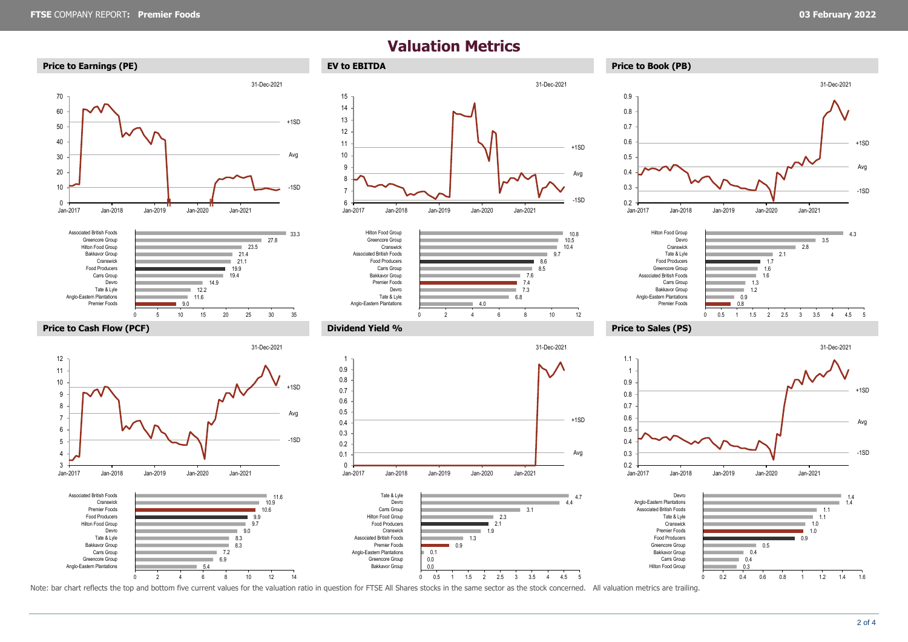# Valuation Metrics

## Price to Earnings (PE)

31-Dec-2021

+1SD, Avg, -1SD

| Company | PE |
|---|---|
| Associated British Foods | 33.3 |
| Greencore Group | 27.8 |
| Hilton Food Group | 23.5 |
| Bakkavor Group | 21.4 |
| Cranswick | 21.1 |
| Food Producers | 19.9 |
| Carrs Group | 19.4 |
| Devro | 14.9 |
| Tate & Lyle | 12.2 |
| Anglo-Eastern Plantations | 11.6 |
| Premier Foods | 9.0 |

## EV to EBITDA

31-Dec-2021

+1SD, Avg, -1SD

| Company | EV to EBITDA |
|---|---|
| Hilton Food Group | 10.8 |
| Greencore Group | 10.5 |
| Cranswick | 10.4 |
| Associated British Foods | 9.7 |
| Food Producers | 8.6 |
| Carrs Group | 8.5 |
| Bakkavor Group | 7.6 |
| Premier Foods | 7.4 |
| Devro | 7.3 |
| Tate & Lyle | 6.8 |
| Anglo-Eastern Plantations | 4.0 |

## Price to Book (PB)

31-Dec-2021

+1SD, Avg, -1SD

| Company | PB |
|---|---|
| Hilton Food Group | 4.3 |
| Devro | 3.5 |
| Cranswick | 2.8 |
| Tate & Lyle | 2.1 |
| Food Producers | 1.7 |
| Greencore Group | 1.6 |
| Associated British Foods | 1.6 |
| Carrs Group | 1.3 |
| Bakkavor Group | 1.2 |
| Anglo-Eastern Plantations | 0.9 |
| Premier Foods | 0.8 |

## Price to Cash Flow (PCF)

31-Dec-2021

+1SD, Avg, -1SD

| Company | PCF |
|---|---|
| Associated British Foods | 11.6 |
| Cranswick | 10.9 |
| Premier Foods | 10.6 |
| Food Producers | 9.9 |
| Hilton Food Group | 9.7 |
| Devro | 9.0 |
| Tate & Lyle | 8.3 |
| Bakkavor Group | 8.3 |
| Carrs Group | 7.2 |
| Greencore Group | 6.9 |
| Anglo-Eastern Plantations | 5.4 |

## Dividend Yield %

31-Dec-2021

+1SD, Avg

| Company | Dividend Yield % |
|---|---|
| Tate & Lyle | 4.7 |
| Devro | 4.4 |
| Carrs Group | 3.1 |
| Hilton Food Group | 2.3 |
| Food Producers | 2.1 |
| Cranswick | 1.9 |
| Associated British Foods | 1.3 |
| Premier Foods | 0.9 |
| Anglo-Eastern Plantations | 0.1 |
| Greencore Group | 0.0 |
| Bakkavor Group | 0.0 |

## Price to Sales (PS)

31-Dec-2021

+1SD, Avg, -1SD

| Company | PS |
|---|---|
| Devro | 1.4 |
| Anglo-Eastern Plantations | 1.4 |
| Associated British Foods | 1.1 |
| Tate & Lyle | 1.1 |
| Cranswick | 1.0 |
| Premier Foods | 1.0 |
| Food Producers | 0.9 |
| Greencore Group | 0.5 |
| Bakkavor Group | 0.4 |
| Carrs Group | 0.4 |
| Hilton Food Group | 0.3 |

Note: bar chart reflects the top and bottom five current values for the valuation ratio in question for FTSE All Shares stocks in the same sector as the stock concerned. All valuation metrics are trailing.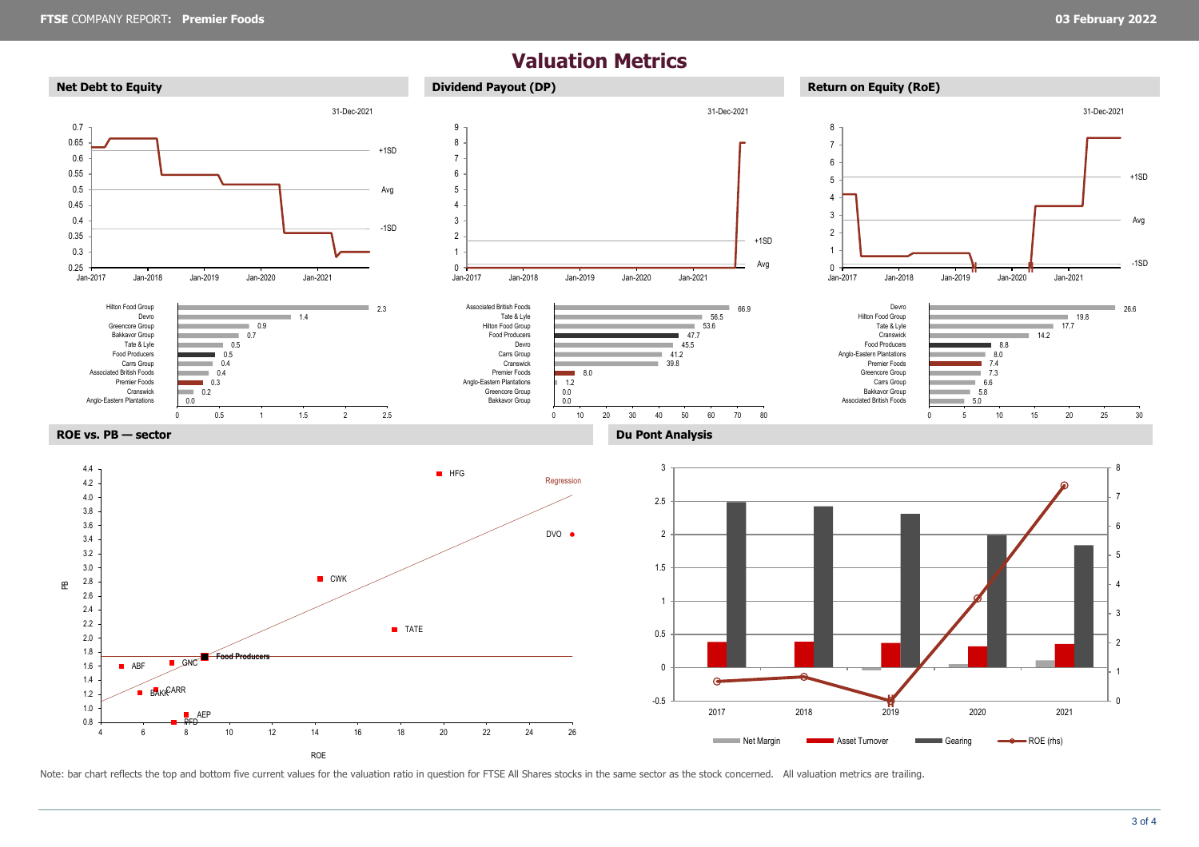# Valuation Metrics

## Net Debt to Equity

31-Dec-2021

| Company | Net Debt to Equity |
|---|---|
| Hilton Food Group | 2.3 |
| Devro | 1.4 |
| Greencore Group | 0.9 |
| Bakkavor Group | 0.7 |
| Tate & Lyle | 0.5 |
| Food Producers | 0.5 |
| Carrs Group | 0.4 |
| Associated British Foods | 0.4 |
| Premier Foods | 0.3 |
| Cranswick | 0.2 |
| Anglo-Eastern Plantations | 0.0 |

## Dividend Payout (DP)

31-Dec-2021

| Company | Dividend Payout |
|---|---|
| Associated British Foods | 66.9 |
| Tate & Lyle | 56.5 |
| Hilton Food Group | 53.6 |
| Food Producers | 47.7 |
| Devro | 45.5 |
| Carrs Group | 41.2 |
| Cranswick | 39.8 |
| Premier Foods | 8.0 |
| Anglo-Eastern Plantations | 1.2 |
| Greencore Group | 0.0 |
| Bakkavor Group | 0.0 |

## Return on Equity (RoE)

31-Dec-2021

| Company | RoE |
|---|---|
| Devro | 26.6 |
| Hilton Food Group | 19.8 |
| Tate & Lyle | 17.7 |
| Cranswick | 14.2 |
| Food Producers | 8.8 |
| Anglo-Eastern Plantations | 8.0 |
| Premier Foods | 7.4 |
| Greencore Group | 7.3 |
| Carrs Group | 6.6 |
| Bakkavor Group | 5.8 |
| Associated British Foods | 5.0 |

## ROE vs. PB — sector

## Du Pont Analysis

Note: bar chart reflects the top and bottom five current values for the valuation ratio in question for FTSE All Shares stocks in the same sector as the stock concerned. All valuation metrics are trailing.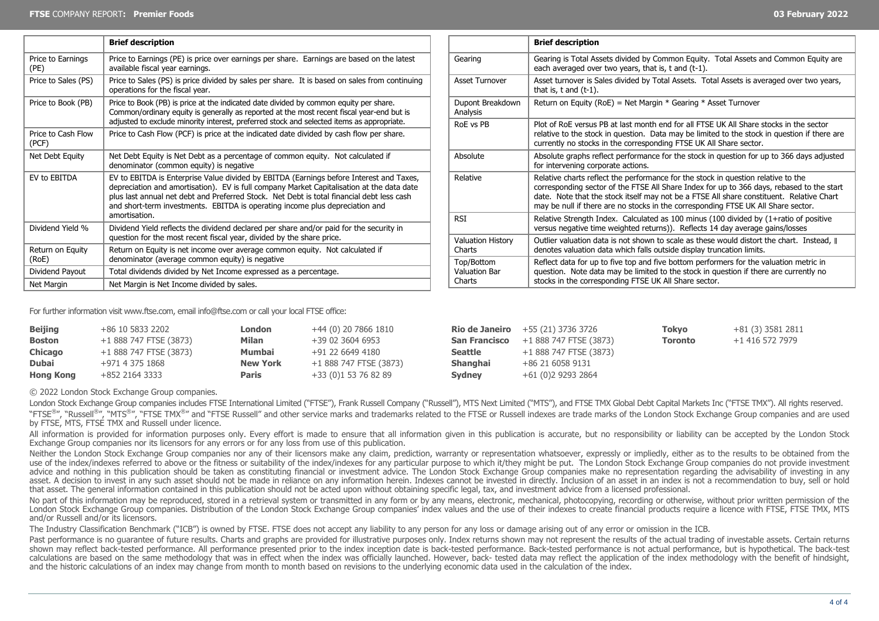| | Brief description |
|---|---|
| Price to Earnings (PE) | Price to Earnings (PE) is price over earnings per share. Earnings are based on the latest available fiscal year earnings. |
| Price to Sales (PS) | Price to Sales (PS) is price divided by sales per share. It is based on sales from continuing operations for the fiscal year. |
| Price to Book (PB) | Price to Book (PB) is price at the indicated date divided by common equity per share. Common/ordinary equity is generally as reported at the most recent fiscal year-end but is adjusted to exclude minority interest, preferred stock and selected items as appropriate. |
| Price to Cash Flow (PCF) | Price to Cash Flow (PCF) is price at the indicated date divided by cash flow per share. |
| Net Debt Equity | Net Debt Equity is Net Debt as a percentage of common equity. Not calculated if denominator (common equity) is negative |
| EV to EBITDA | EV to EBITDA is Enterprise Value divided by EBITDA (Earnings before Interest and Taxes, depreciation and amortisation). EV is full company Market Capitalisation at the data date plus last annual net debt and Preferred Stock. Net Debt is total financial debt less cash and short-term investments. EBITDA is operating income plus depreciation and amortisation. |
| Dividend Yield % | Dividend Yield reflects the dividend declared per share and/or paid for the security in question for the most recent fiscal year, divided by the share price. |
| Return on Equity (RoE) | Return on Equity is net income over average common equity. Not calculated if denominator (average common equity) is negative |
| Dividend Payout | Total dividends divided by Net Income expressed as a percentage. |
| Net Margin | Net Margin is Net Income divided by sales. |

| | Brief description |
|---|---|
| Gearing | Gearing is Total Assets divided by Common Equity. Total Assets and Common Equity are each averaged over two years, that is, t and (t-1). |
| Asset Turnover | Asset turnover is Sales divided by Total Assets. Total Assets is averaged over two years, that is, t and (t-1). |
| Dupont Breakdown Analysis | Return on Equity (RoE) = Net Margin * Gearing * Asset Turnover |
| RoE vs PB | Plot of RoE versus PB at last month end for all FTSE UK All Share stocks in the sector relative to the stock in question. Data may be limited to the stock in question if there are currently no stocks in the corresponding FTSE UK All Share sector. |
| Absolute | Absolute graphs reflect performance for the stock in question for up to 366 days adjusted for intervening corporate actions. |
| Relative | Relative charts reflect the performance for the stock in question relative to the corresponding sector of the FTSE All Share Index for up to 366 days, rebased to the start date. Note that the stock itself may not be a FTSE All share constituent. Relative Chart may be null if there are no stocks in the corresponding FTSE UK All Share sector. |
| RSI | Relative Strength Index. Calculated as 100 minus (100 divided by (1+ratio of positive versus negative time weighted returns)). Reflects 14 day average gains/losses |
| Valuation History Charts | Outlier valuation data is not shown to scale as these would distort the chart. Instead, ‖ denotes valuation data which falls outside display truncation limits. |
| Top/Bottom Valuation Bar Charts | Reflect data for up to five top and five bottom performers for the valuation metric in question. Note data may be limited to the stock in question if there are currently no stocks in the corresponding FTSE UK All Share sector. |

For further information visit www.ftse.com, email info@ftse.com or call your local FTSE office:

| | | | | | | | |
|---|---|---|---|---|---|---|---|
| **Beijing** | +86 10 5833 2202 | **London** | +44 (0) 20 7866 1810 | **Rio de Janeiro** | +55 (21) 3736 3726 | **Tokyo** | +81 (3) 3581 2811 |
| **Boston** | +1 888 747 FTSE (3873) | **Milan** | +39 02 3604 6953 | **San Francisco** | +1 888 747 FTSE (3873) | **Toronto** | +1 416 572 7979 |
| **Chicago** | +1 888 747 FTSE (3873) | **Mumbai** | +91 22 6649 4180 | **Seattle** | +1 888 747 FTSE (3873) | | |
| **Dubai** | +971 4 375 1868 | **New York** | +1 888 747 FTSE (3873) | **Shanghai** | +86 21 6058 9131 | | |
| **Hong Kong** | +852 2164 3333 | **Paris** | +33 (0)1 53 76 82 89 | **Sydney** | +61 (0)2 9293 2864 | | |

© 2022 London Stock Exchange Group companies.

London Stock Exchange Group companies includes FTSE International Limited ("FTSE"), Frank Russell Company ("Russell"), MTS Next Limited ("MTS"), and FTSE TMX Global Debt Capital Markets Inc ("FTSE TMX"). All rights reserved. "FTSE®", "Russell®", "MTS®", "FTSE TMX®" and "FTSE Russell" and other service marks and trademarks related to the FTSE or Russell indexes are trade marks of the London Stock Exchange Group companies and are used by FTSE, MTS, FTSE TMX and Russell under licence.

All information is provided for information purposes only. Every effort is made to ensure that all information given in this publication is accurate, but no responsibility or liability can be accepted by the London Stock Exchange Group companies nor its licensors for any errors or for any loss from use of this publication.

Neither the London Stock Exchange Group companies nor any of their licensors make any claim, prediction, warranty or representation whatsoever, expressly or impliedly, either as to the results to be obtained from the use of the index/indexes referred to above or the fitness or suitability of the index/indexes for any particular purpose to which it/they might be put. The London Stock Exchange Group companies do not provide investment advice and nothing in this publication should be taken as constituting financial or investment advice. The London Stock Exchange Group companies make no representation regarding the advisability of investing in any asset. A decision to invest in any such asset should not be made in reliance on any information herein. Indexes cannot be invested in directly. Inclusion of an asset in an index is not a recommendation to buy, sell or hold that asset. The general information contained in this publication should not be acted upon without obtaining specific legal, tax, and investment advice from a licensed professional.

No part of this information may be reproduced, stored in a retrieval system or transmitted in any form or by any means, electronic, mechanical, photocopying, recording or otherwise, without prior written permission of the London Stock Exchange Group companies. Distribution of the London Stock Exchange Group companies' index values and the use of their indexes to create financial products require a licence with FTSE, FTSE TMX, MTS and/or Russell and/or its licensors.

The Industry Classification Benchmark ("ICB") is owned by FTSE. FTSE does not accept any liability to any person for any loss or damage arising out of any error or omission in the ICB.

Past performance is no guarantee of future results. Charts and graphs are provided for illustrative purposes only. Index returns shown may not represent the results of the actual trading of investable assets. Certain returns shown may reflect back-tested performance. All performance presented prior to the index inception date is back-tested performance. Back-tested performance is not actual performance, but is hypothetical. The back-test calculations are based on the same methodology that was in effect when the index was officially launched. However, back- tested data may reflect the application of the index methodology with the benefit of hindsight, and the historic calculations of an index may change from month to month based on revisions to the underlying economic data used in the calculation of the index.